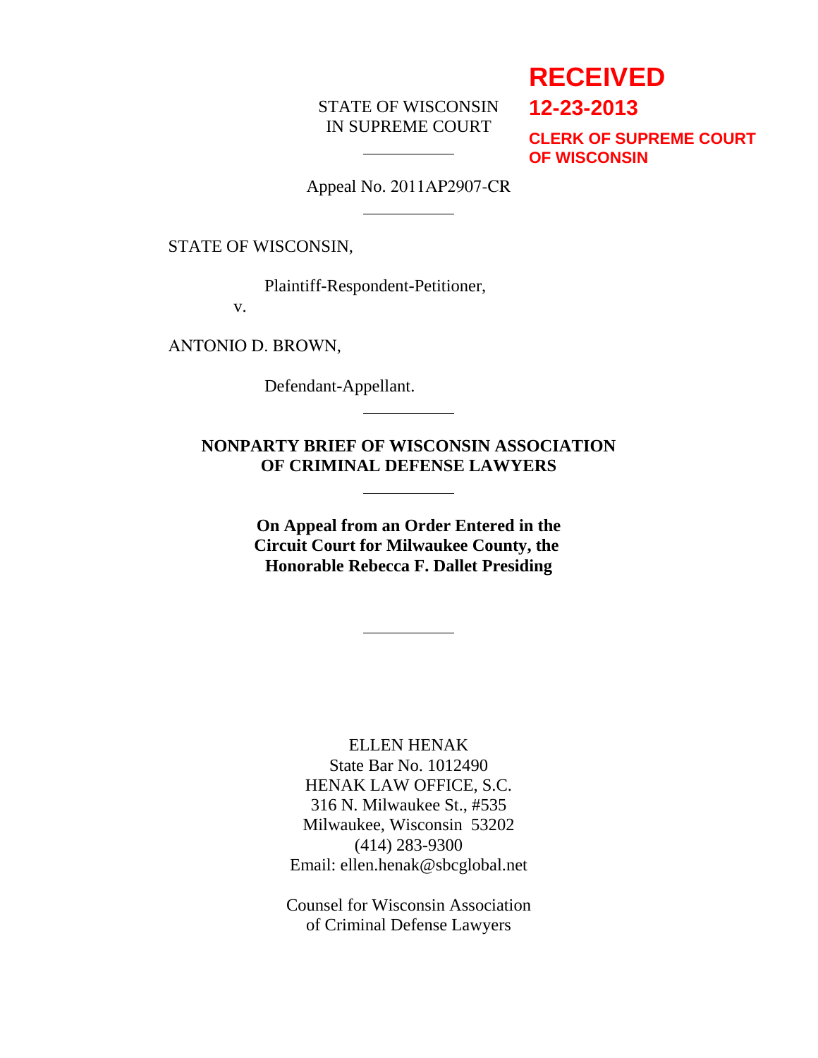**RECEIVED**
**12-23-2013**
**CLERK OF SUPREME COURT OF WISCONSIN**

STATE OF WISCONSIN
IN SUPREME COURT

---

Appeal No. 2011AP2907-CR

---

STATE OF WISCONSIN,

Plaintiff-Respondent-Petitioner,

v.

ANTONIO D. BROWN,

Defendant-Appellant.

---

**NONPARTY BRIEF OF WISCONSIN ASSOCIATION OF CRIMINAL DEFENSE LAWYERS**

---

**On Appeal from an Order Entered in the Circuit Court for Milwaukee County, the Honorable Rebecca F. Dallet Presiding**

---

ELLEN HENAK
State Bar No. 1012490
HENAK LAW OFFICE, S.C.
316 N. Milwaukee St., #535
Milwaukee, Wisconsin 53202
(414) 283-9300
Email: ellen.henak@sbcglobal.net

Counsel for Wisconsin Association of Criminal Defense Lawyers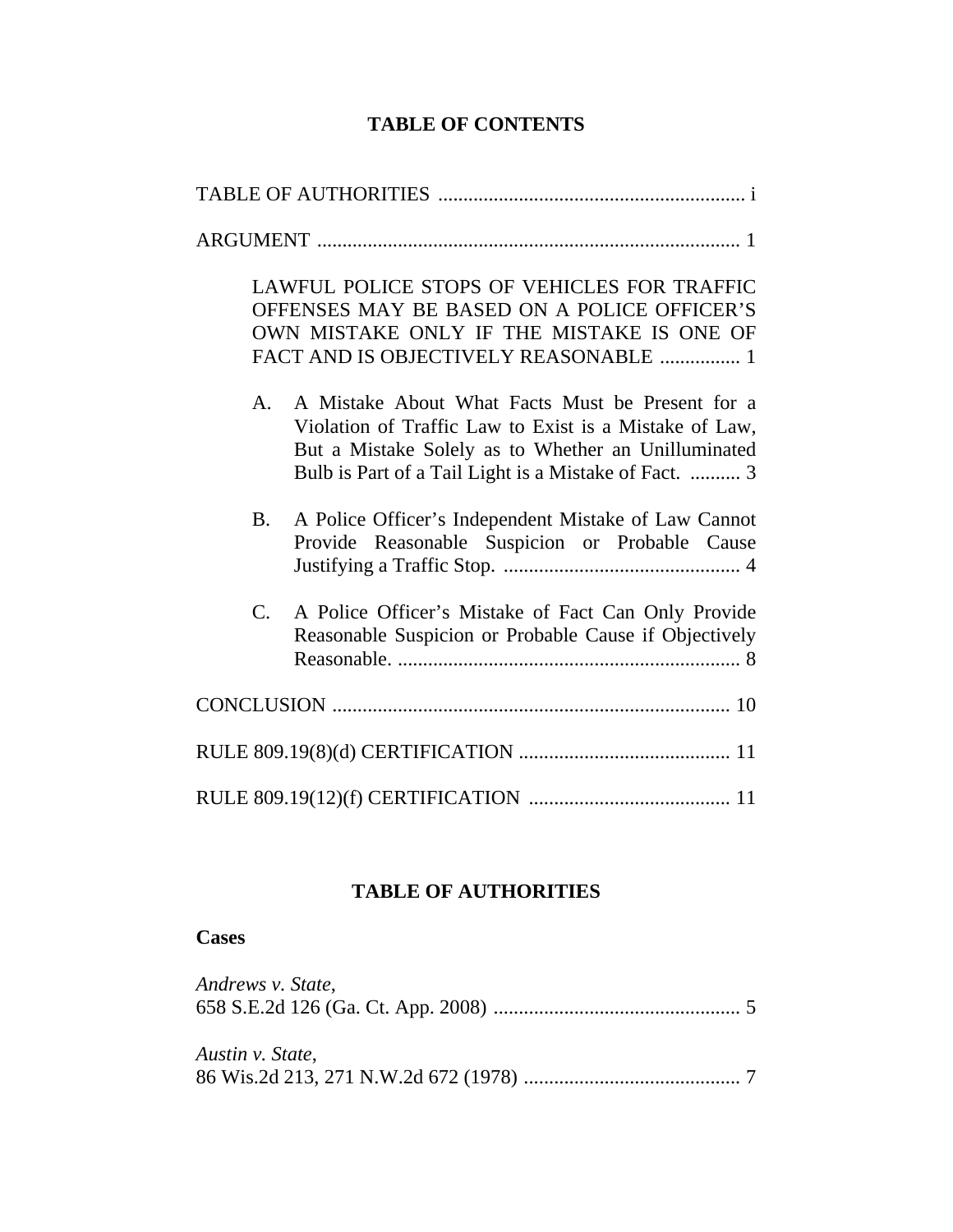## TABLE OF CONTENTS

TABLE OF AUTHORITIES ............................................................ i

ARGUMENT .................................................................................. 1

LAWFUL POLICE STOPS OF VEHICLES FOR TRAFFIC OFFENSES MAY BE BASED ON A POLICE OFFICER'S OWN MISTAKE ONLY IF THE MISTAKE IS ONE OF FACT AND IS OBJECTIVELY REASONABLE ................ 1

A. A Mistake About What Facts Must be Present for a Violation of Traffic Law to Exist is a Mistake of Law, But a Mistake Solely as to Whether an Unilluminated Bulb is Part of a Tail Light is a Mistake of Fact. .......... 3

B. A Police Officer's Independent Mistake of Law Cannot Provide Reasonable Suspicion or Probable Cause Justifying a Traffic Stop. ............................................... 4

C. A Police Officer's Mistake of Fact Can Only Provide Reasonable Suspicion or Probable Cause if Objectively Reasonable. .................................................................... 8

CONCLUSION .............................................................................. 10

RULE 809.19(8)(d) CERTIFICATION .......................................... 11

RULE 809.19(12)(f) CERTIFICATION ........................................ 11

## TABLE OF AUTHORITIES

**Cases**

*Andrews v. State*,
658 S.E.2d 126 (Ga. Ct. App. 2008) ................................................. 5

*Austin v. State*,
86 Wis.2d 213, 271 N.W.2d 672 (1978) ........................................... 7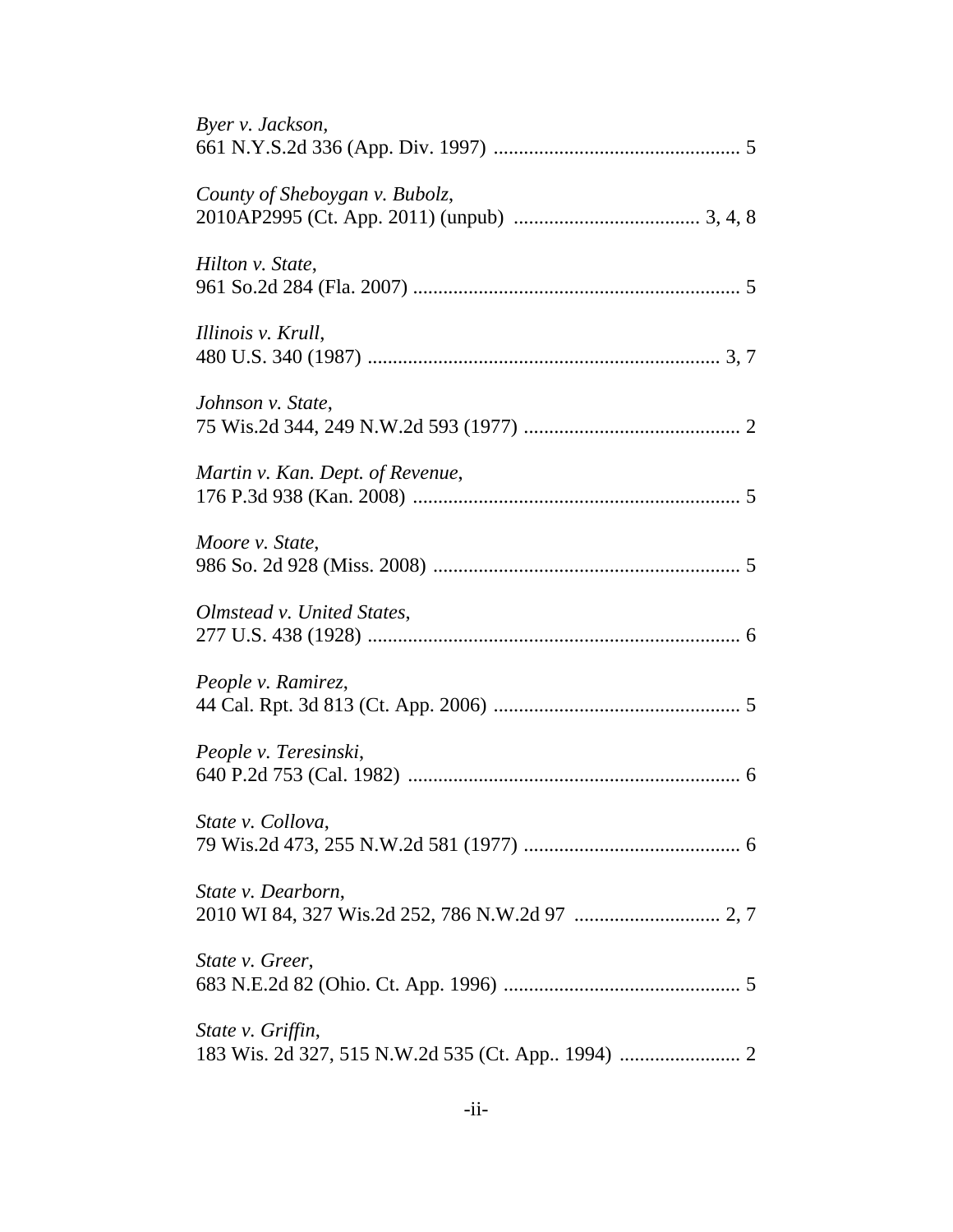*Byer v. Jackson*,
661 N.Y.S.2d 336 (App. Div. 1997) ................................................ 5

*County of Sheboygan v. Bubolz*,
2010AP2995 (Ct. App. 2011) (unpub) .................................... 3, 4, 8

*Hilton v. State*,
961 So.2d 284 (Fla. 2007) ................................................................ 5

*Illinois v. Krull*,
480 U.S. 340 (1987) ..................................................................... 3, 7

*Johnson v. State*,
75 Wis.2d 344, 249 N.W.2d 593 (1977) .......................................... 2

*Martin v. Kan. Dept. of Revenue*,
176 P.3d 938 (Kan. 2008) ................................................................ 5

*Moore v. State*,
986 So. 2d 928 (Miss. 2008) ............................................................ 5

*Olmstead v. United States*,
277 U.S. 438 (1928) ......................................................................... 6

*People v. Ramirez*,
44 Cal. Rpt. 3d 813 (Ct. App. 2006) ................................................ 5

*People v. Teresinski*,
640 P.2d 753 (Cal. 1982) ................................................................. 6

*State v. Collova*,
79 Wis.2d 473, 255 N.W.2d 581 (1977) .......................................... 6

*State v. Dearborn*,
2010 WI 84, 327 Wis.2d 252, 786 N.W.2d 97 ............................ 2, 7

*State v. Greer*,
683 N.E.2d 82 (Ohio. Ct. App. 1996) .............................................. 5

*State v. Griffin*,
183 Wis. 2d 327, 515 N.W.2d 535 (Ct. App.. 1994) ....................... 2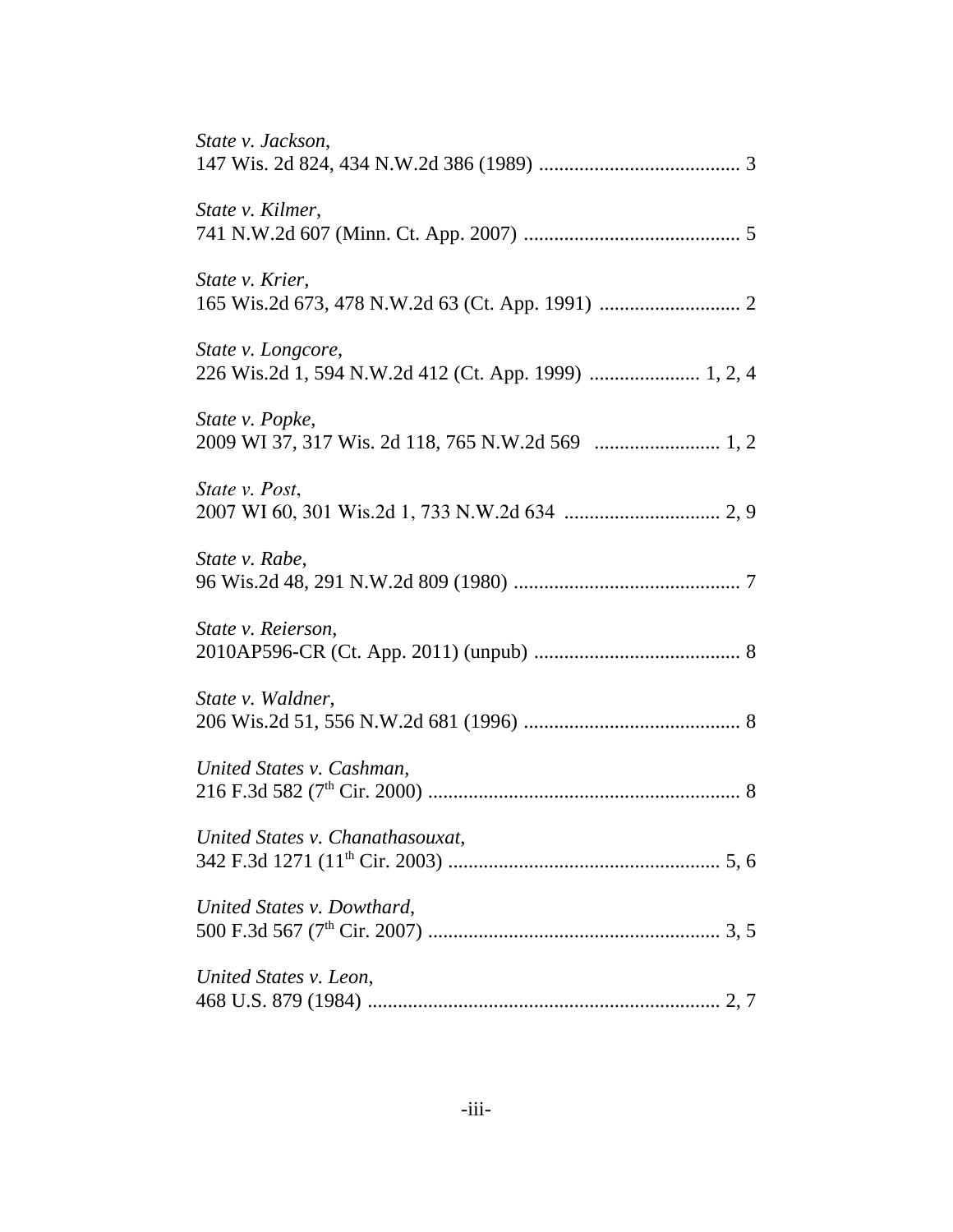*State v. Jackson*,
147 Wis. 2d 824, 434 N.W.2d 386 (1989) ........................................ 3

*State v. Kilmer*,
741 N.W.2d 607 (Minn. Ct. App. 2007) ........................................... 5

*State v. Krier*,
165 Wis.2d 673, 478 N.W.2d 63 (Ct. App. 1991) ............................ 2

*State v. Longcore*,
226 Wis.2d 1, 594 N.W.2d 412 (Ct. App. 1999) ...................... 1, 2, 4

*State v. Popke*,
2009 WI 37, 317 Wis. 2d 118, 765 N.W.2d 569 ......................... 1, 2

*State v. Post*,
2007 WI 60, 301 Wis.2d 1, 733 N.W.2d 634 ............................... 2, 9

*State v. Rabe*,
96 Wis.2d 48, 291 N.W.2d 809 (1980) ............................................. 7

*State v. Reierson*,
2010AP596-CR (Ct. App. 2011) (unpub) ......................................... 8

*State v. Waldner*,
206 Wis.2d 51, 556 N.W.2d 681 (1996) ........................................... 8

*United States v. Cashman*,
216 F.3d 582 (7th Cir. 2000) .............................................................. 8

*United States v. Chanathasouxat*,
342 F.3d 1271 (11th Cir. 2003) ...................................................... 5, 6

*United States v. Dowthard*,
500 F.3d 567 (7th Cir. 2007) .......................................................... 3, 5

*United States v. Leon*,
468 U.S. 879 (1984) ...................................................................... 2, 7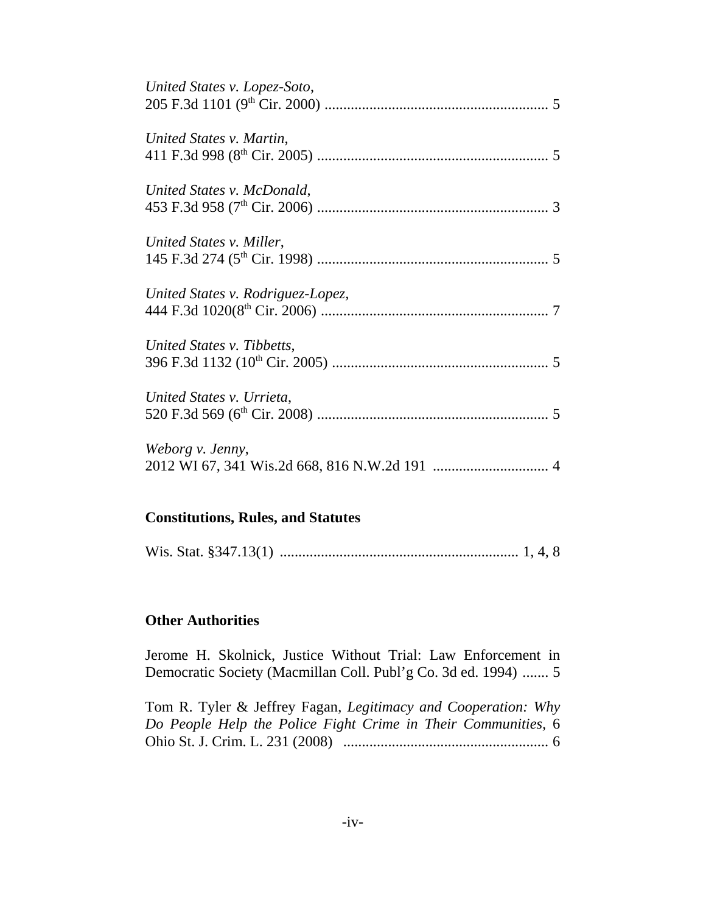*United States v. Lopez-Soto*,
205 F.3d 1101 (9th Cir. 2000) ........................................................... 5

*United States v. Martin*,
411 F.3d 998 (8th Cir. 2005) ............................................................. 5

*United States v. McDonald*,
453 F.3d 958 (7th Cir. 2006) ............................................................. 3

*United States v. Miller*,
145 F.3d 274 (5th Cir. 1998) ............................................................. 5

*United States v. Rodriguez-Lopez,*
444 F.3d 1020(8th Cir. 2006) ............................................................. 7

*United States v. Tibbetts*,
396 F.3d 1132 (10th Cir. 2005) .......................................................... 5

*United States v. Urrieta*,
520 F.3d 569 (6th Cir. 2008) ............................................................. 5

*Weborg v. Jenny*,
2012 WI 67, 341 Wis.2d 668, 816 N.W.2d 191 .............................. 4

**Constitutions, Rules, and Statutes**

Wis. Stat. §347.13(1) ............................................................... 1, 4, 8

**Other Authorities**

Jerome H. Skolnick, Justice Without Trial: Law Enforcement in Democratic Society (Macmillan Coll. Publ'g Co. 3d ed. 1994) ....... 5

Tom R. Tyler & Jeffrey Fagan, *Legitimacy and Cooperation: Why Do People Help the Police Fight Crime in Their Communities*, 6 Ohio St. J. Crim. L. 231 (2008) ...................................................... 6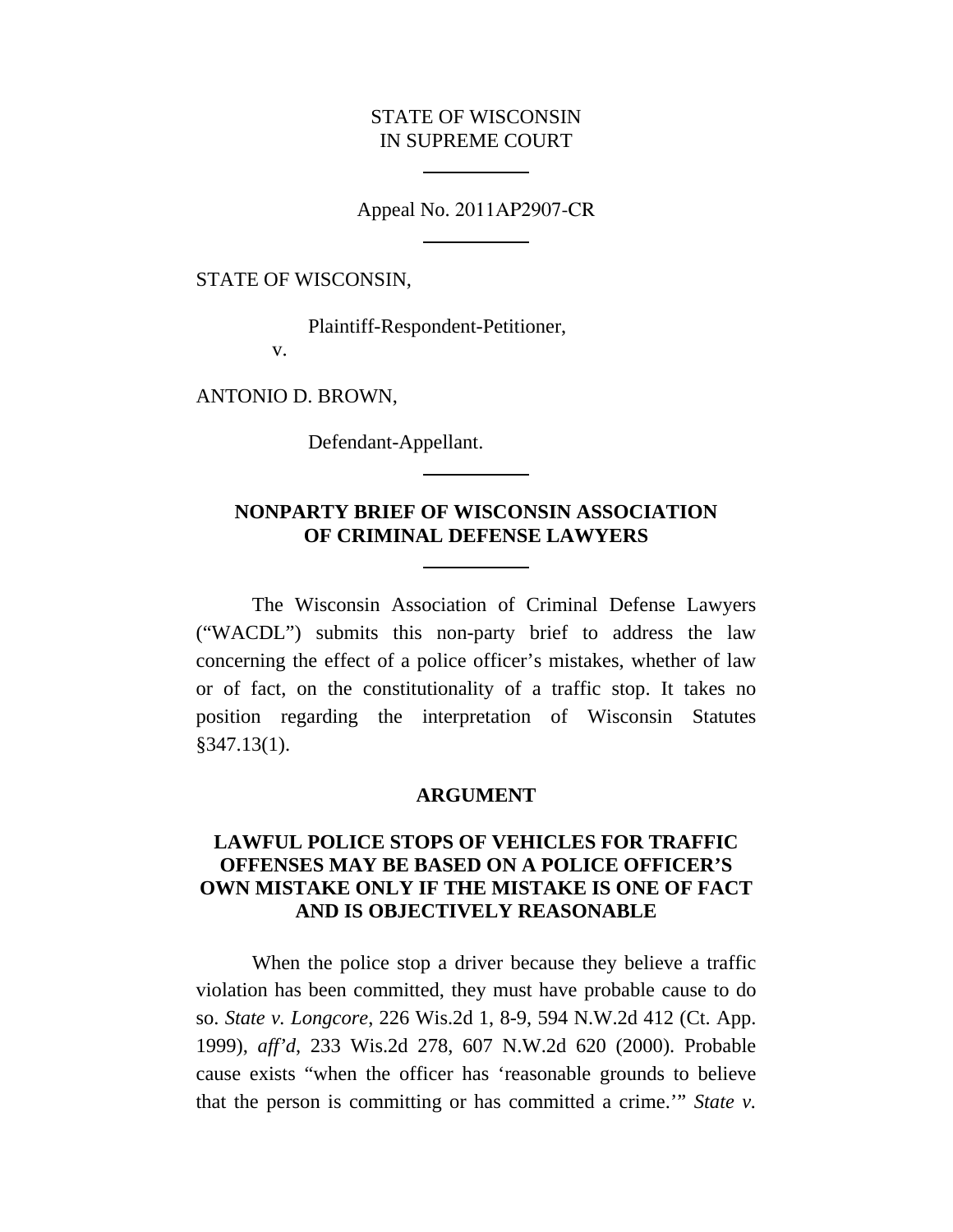STATE OF WISCONSIN
IN SUPREME COURT

---

Appeal No. 2011AP2907-CR

---

STATE OF WISCONSIN,

Plaintiff-Respondent-Petitioner,

v.

ANTONIO D. BROWN,

Defendant-Appellant.

---

**NONPARTY BRIEF OF WISCONSIN ASSOCIATION OF CRIMINAL DEFENSE LAWYERS**

---

The Wisconsin Association of Criminal Defense Lawyers ("WACDL") submits this non-party brief to address the law concerning the effect of a police officer's mistakes, whether of law or of fact, on the constitutionality of a traffic stop. It takes no position regarding the interpretation of Wisconsin Statutes §347.13(1).

## ARGUMENT

### LAWFUL POLICE STOPS OF VEHICLES FOR TRAFFIC OFFENSES MAY BE BASED ON A POLICE OFFICER'S OWN MISTAKE ONLY IF THE MISTAKE IS ONE OF FACT AND IS OBJECTIVELY REASONABLE

When the police stop a driver because they believe a traffic violation has been committed, they must have probable cause to do so. *State v. Longcore*, 226 Wis.2d 1, 8-9, 594 N.W.2d 412 (Ct. App. 1999), *aff'd*, 233 Wis.2d 278, 607 N.W.2d 620 (2000). Probable cause exists "when the officer has 'reasonable grounds to believe that the person is committing or has committed a crime.'" *State v.*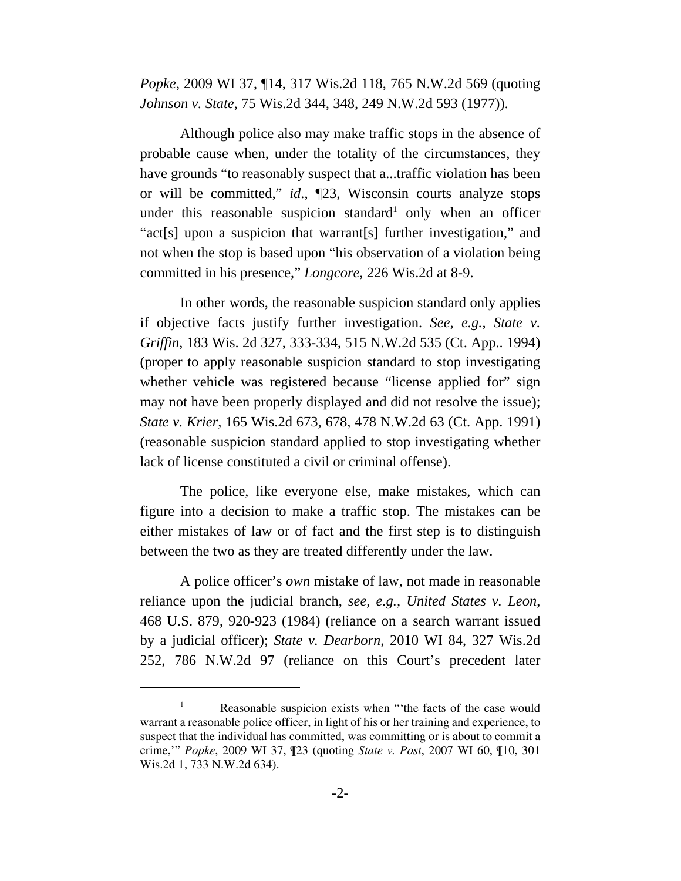*Popke*, 2009 WI 37, ¶14, 317 Wis.2d 118, 765 N.W.2d 569 (quoting *Johnson v. State*, 75 Wis.2d 344, 348, 249 N.W.2d 593 (1977)).

Although police also may make traffic stops in the absence of probable cause when, under the totality of the circumstances, they have grounds "to reasonably suspect that a...traffic violation has been or will be committed," *id*., ¶23, Wisconsin courts analyze stops under this reasonable suspicion standard[1] only when an officer "act[s] upon a suspicion that warrant[s] further investigation," and not when the stop is based upon "his observation of a violation being committed in his presence," *Longcore*, 226 Wis.2d at 8-9.

In other words, the reasonable suspicion standard only applies if objective facts justify further investigation. *See, e.g., State v. Griffin*, 183 Wis. 2d 327, 333-334, 515 N.W.2d 535 (Ct. App.. 1994) (proper to apply reasonable suspicion standard to stop investigating whether vehicle was registered because "license applied for" sign may not have been properly displayed and did not resolve the issue); *State v. Krier*, 165 Wis.2d 673, 678, 478 N.W.2d 63 (Ct. App. 1991) (reasonable suspicion standard applied to stop investigating whether lack of license constituted a civil or criminal offense).

The police, like everyone else, make mistakes, which can figure into a decision to make a traffic stop. The mistakes can be either mistakes of law or of fact and the first step is to distinguish between the two as they are treated differently under the law.

A police officer's *own* mistake of law, not made in reasonable reliance upon the judicial branch, *see, e.g., United States v. Leon*, 468 U.S. 879, 920-923 (1984) (reliance on a search warrant issued by a judicial officer); *State v. Dearborn*, 2010 WI 84, 327 Wis.2d 252, 786 N.W.2d 97 (reliance on this Court's precedent later

[1] Reasonable suspicion exists when "'the facts of the case would warrant a reasonable police officer, in light of his or her training and experience, to suspect that the individual has committed, was committing or is about to commit a crime,'" *Popke*, 2009 WI 37, ¶23 (quoting *State v. Post*, 2007 WI 60, ¶10, 301 Wis.2d 1, 733 N.W.2d 634).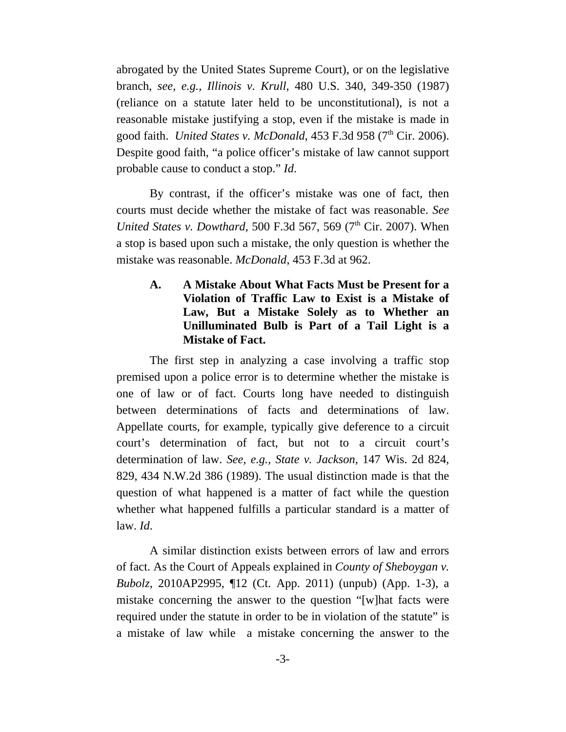abrogated by the United States Supreme Court), or on the legislative branch, *see, e.g.*, *Illinois v. Krull*, 480 U.S. 340, 349-350 (1987) (reliance on a statute later held to be unconstitutional), is not a reasonable mistake justifying a stop, even if the mistake is made in good faith. *United States v. McDonald*, 453 F.3d 958 (7th Cir. 2006). Despite good faith, "a police officer's mistake of law cannot support probable cause to conduct a stop." *Id*.

By contrast, if the officer's mistake was one of fact, then courts must decide whether the mistake of fact was reasonable. *See United States v. Dowthard*, 500 F.3d 567, 569 (7th Cir. 2007). When a stop is based upon such a mistake, the only question is whether the mistake was reasonable. *McDonald*, 453 F.3d at 962.

### A. A Mistake About What Facts Must be Present for a Violation of Traffic Law to Exist is a Mistake of Law, But a Mistake Solely as to Whether an Unilluminated Bulb is Part of a Tail Light is a Mistake of Fact.

The first step in analyzing a case involving a traffic stop premised upon a police error is to determine whether the mistake is one of law or of fact. Courts long have needed to distinguish between determinations of facts and determinations of law. Appellate courts, for example, typically give deference to a circuit court's determination of fact, but not to a circuit court's determination of law. *See, e.g.*, *State v. Jackson*, 147 Wis. 2d 824, 829, 434 N.W.2d 386 (1989). The usual distinction made is that the question of what happened is a matter of fact while the question whether what happened fulfills a particular standard is a matter of law. *Id*.

A similar distinction exists between errors of law and errors of fact. As the Court of Appeals explained in *County of Sheboygan v. Bubolz*, 2010AP2995, ¶12 (Ct. App. 2011) (unpub) (App. 1-3), a mistake concerning the answer to the question "[w]hat facts were required under the statute in order to be in violation of the statute" is a mistake of law while a mistake concerning the answer to the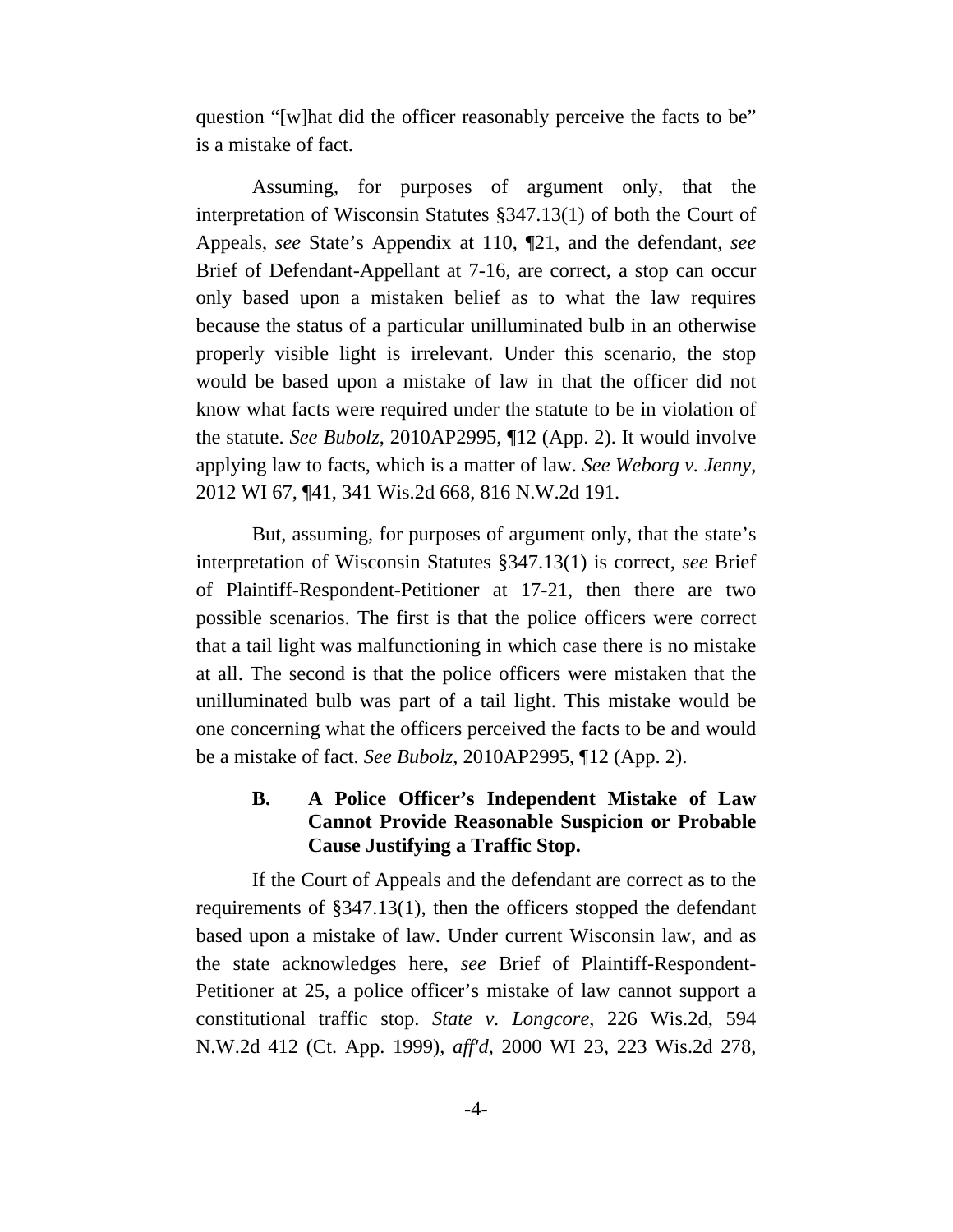question "[w]hat did the officer reasonably perceive the facts to be" is a mistake of fact.

Assuming, for purposes of argument only, that the interpretation of Wisconsin Statutes §347.13(1) of both the Court of Appeals, *see* State's Appendix at 110, ¶21, and the defendant, *see* Brief of Defendant-Appellant at 7-16, are correct, a stop can occur only based upon a mistaken belief as to what the law requires because the status of a particular unilluminated bulb in an otherwise properly visible light is irrelevant. Under this scenario, the stop would be based upon a mistake of law in that the officer did not know what facts were required under the statute to be in violation of the statute. *See Bubolz*, 2010AP2995, ¶12 (App. 2). It would involve applying law to facts, which is a matter of law. *See Weborg v. Jenny*, 2012 WI 67, ¶41, 341 Wis.2d 668, 816 N.W.2d 191.

But, assuming, for purposes of argument only, that the state's interpretation of Wisconsin Statutes §347.13(1) is correct, *see* Brief of Plaintiff-Respondent-Petitioner at 17-21, then there are two possible scenarios. The first is that the police officers were correct that a tail light was malfunctioning in which case there is no mistake at all. The second is that the police officers were mistaken that the unilluminated bulb was part of a tail light. This mistake would be one concerning what the officers perceived the facts to be and would be a mistake of fact. *See Bubolz*, 2010AP2995, ¶12 (App. 2).

### B. A Police Officer's Independent Mistake of Law Cannot Provide Reasonable Suspicion or Probable Cause Justifying a Traffic Stop.

If the Court of Appeals and the defendant are correct as to the requirements of §347.13(1), then the officers stopped the defendant based upon a mistake of law. Under current Wisconsin law, and as the state acknowledges here, *see* Brief of Plaintiff-Respondent-Petitioner at 25, a police officer's mistake of law cannot support a constitutional traffic stop. *State v. Longcore*, 226 Wis.2d, 594 N.W.2d 412 (Ct. App. 1999), *aff'd*, 2000 WI 23, 223 Wis.2d 278,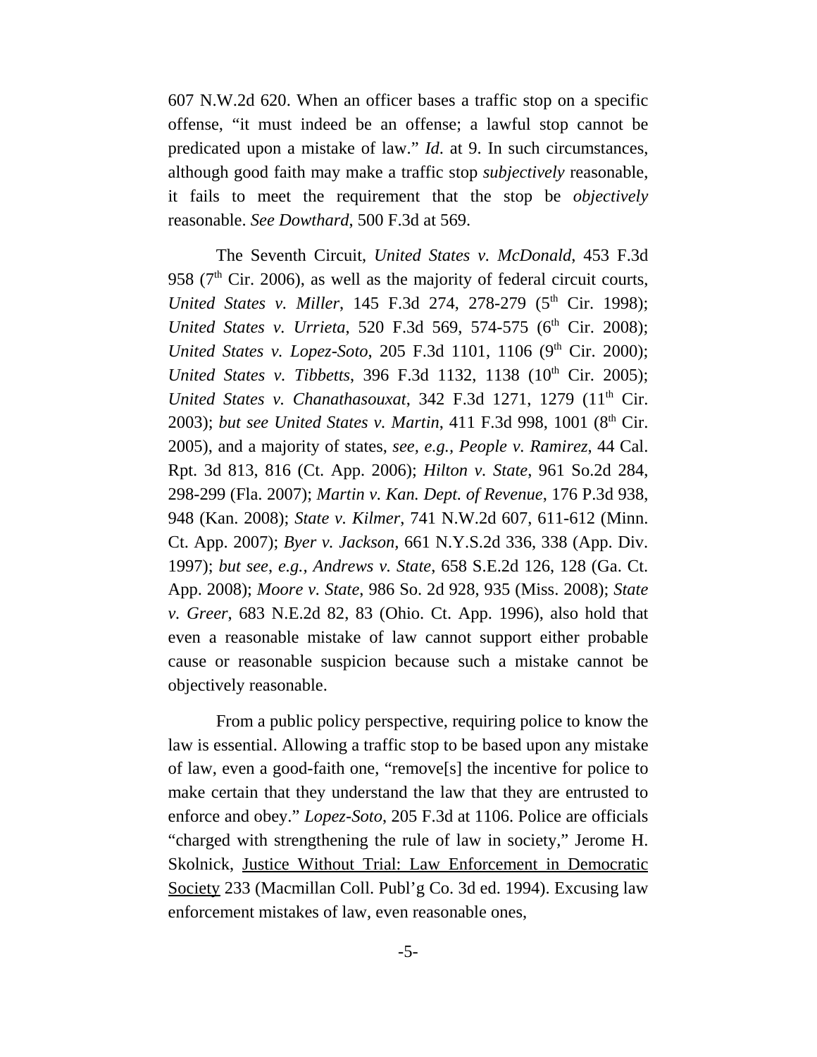607 N.W.2d 620. When an officer bases a traffic stop on a specific offense, "it must indeed be an offense; a lawful stop cannot be predicated upon a mistake of law." *Id*. at 9. In such circumstances, although good faith may make a traffic stop *subjectively* reasonable, it fails to meet the requirement that the stop be *objectively* reasonable. *See Dowthard*, 500 F.3d at 569.

The Seventh Circuit, *United States v. McDonald*, 453 F.3d 958 (7th Cir. 2006), as well as the majority of federal circuit courts, *United States v. Miller*, 145 F.3d 274, 278-279 (5th Cir. 1998); *United States v. Urrieta*, 520 F.3d 569, 574-575 (6th Cir. 2008); *United States v. Lopez-Soto*, 205 F.3d 1101, 1106 (9th Cir. 2000); *United States v. Tibbetts*, 396 F.3d 1132, 1138 (10th Cir. 2005); *United States v. Chanathasouxat*, 342 F.3d 1271, 1279 (11th Cir. 2003); *but see United States v. Martin*, 411 F.3d 998, 1001 (8th Cir. 2005), and a majority of states, *see*, *e.g.*, *People v. Ramirez*, 44 Cal. Rpt. 3d 813, 816 (Ct. App. 2006); *Hilton v. State*, 961 So.2d 284, 298-299 (Fla. 2007); *Martin v. Kan. Dept. of Revenue*, 176 P.3d 938, 948 (Kan. 2008); *State v. Kilmer*, 741 N.W.2d 607, 611-612 (Minn. Ct. App. 2007); *Byer v. Jackson*, 661 N.Y.S.2d 336, 338 (App. Div. 1997); *but see*, *e.g.*, *Andrews v. State*, 658 S.E.2d 126, 128 (Ga. Ct. App. 2008); *Moore v. State*, 986 So. 2d 928, 935 (Miss. 2008); *State v. Greer*, 683 N.E.2d 82, 83 (Ohio. Ct. App. 1996), also hold that even a reasonable mistake of law cannot support either probable cause or reasonable suspicion because such a mistake cannot be objectively reasonable.

From a public policy perspective, requiring police to know the law is essential. Allowing a traffic stop to be based upon any mistake of law, even a good-faith one, "remove[s] the incentive for police to make certain that they understand the law that they are entrusted to enforce and obey." *Lopez-Soto*, 205 F.3d at 1106. Police are officials "charged with strengthening the rule of law in society," Jerome H. Skolnick, Justice Without Trial: Law Enforcement in Democratic Society 233 (Macmillan Coll. Publ'g Co. 3d ed. 1994). Excusing law enforcement mistakes of law, even reasonable ones,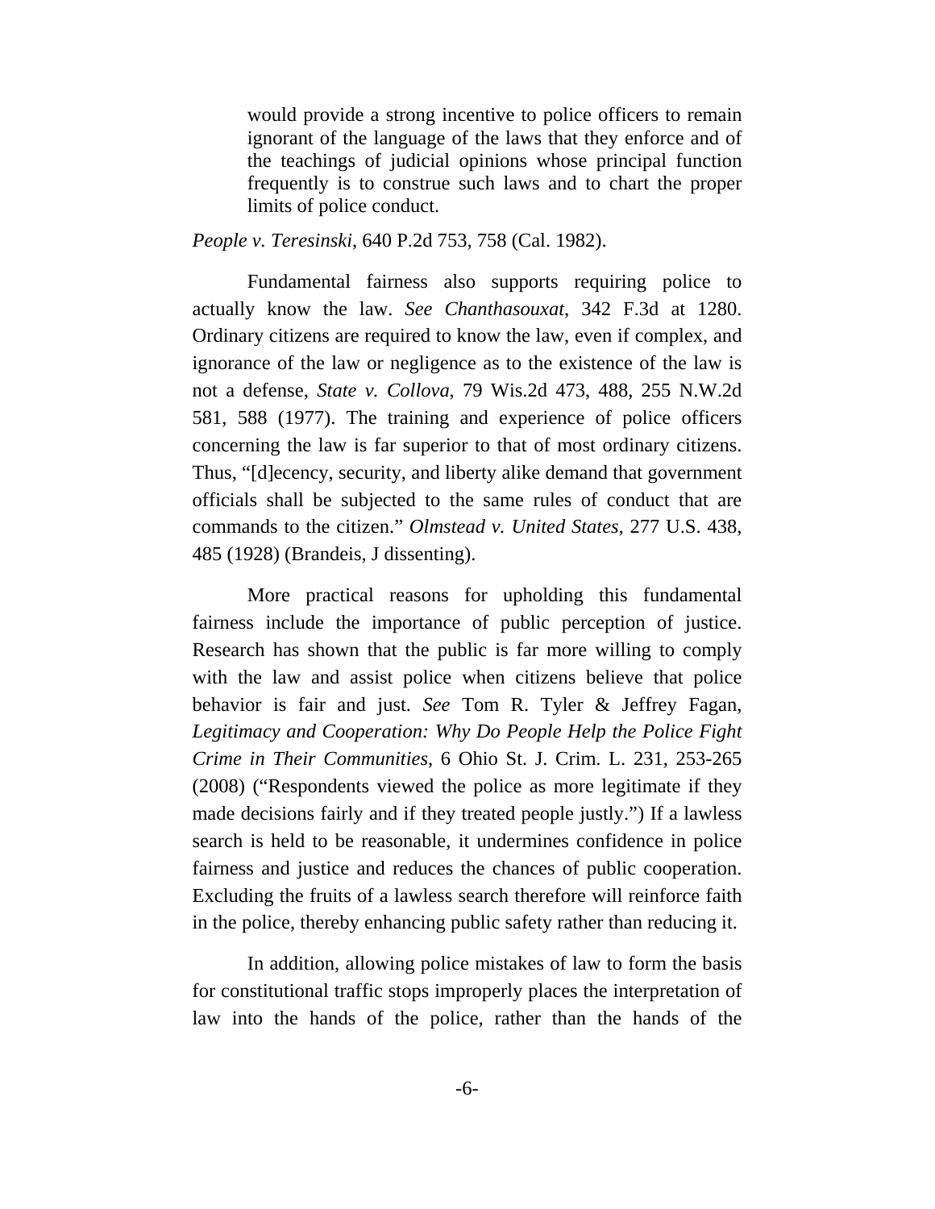> would provide a strong incentive to police officers to remain ignorant of the language of the laws that they enforce and of the teachings of judicial opinions whose principal function frequently is to construe such laws and to chart the proper limits of police conduct.

*People v. Teresinski*, 640 P.2d 753, 758 (Cal. 1982).

Fundamental fairness also supports requiring police to actually know the law. *See Chanthasouxat*, 342 F.3d at 1280. Ordinary citizens are required to know the law, even if complex, and ignorance of the law or negligence as to the existence of the law is not a defense, *State v. Collova*, 79 Wis.2d 473, 488, 255 N.W.2d 581, 588 (1977). The training and experience of police officers concerning the law is far superior to that of most ordinary citizens. Thus, "[d]ecency, security, and liberty alike demand that government officials shall be subjected to the same rules of conduct that are commands to the citizen." *Olmstead v. United States*, 277 U.S. 438, 485 (1928) (Brandeis, J dissenting).

More practical reasons for upholding this fundamental fairness include the importance of public perception of justice. Research has shown that the public is far more willing to comply with the law and assist police when citizens believe that police behavior is fair and just. *See* Tom R. Tyler & Jeffrey Fagan, *Legitimacy and Cooperation: Why Do People Help the Police Fight Crime in Their Communities*, 6 Ohio St. J. Crim. L. 231, 253-265 (2008) ("Respondents viewed the police as more legitimate if they made decisions fairly and if they treated people justly.") If a lawless search is held to be reasonable, it undermines confidence in police fairness and justice and reduces the chances of public cooperation. Excluding the fruits of a lawless search therefore will reinforce faith in the police, thereby enhancing public safety rather than reducing it.

In addition, allowing police mistakes of law to form the basis for constitutional traffic stops improperly places the interpretation of law into the hands of the police, rather than the hands of the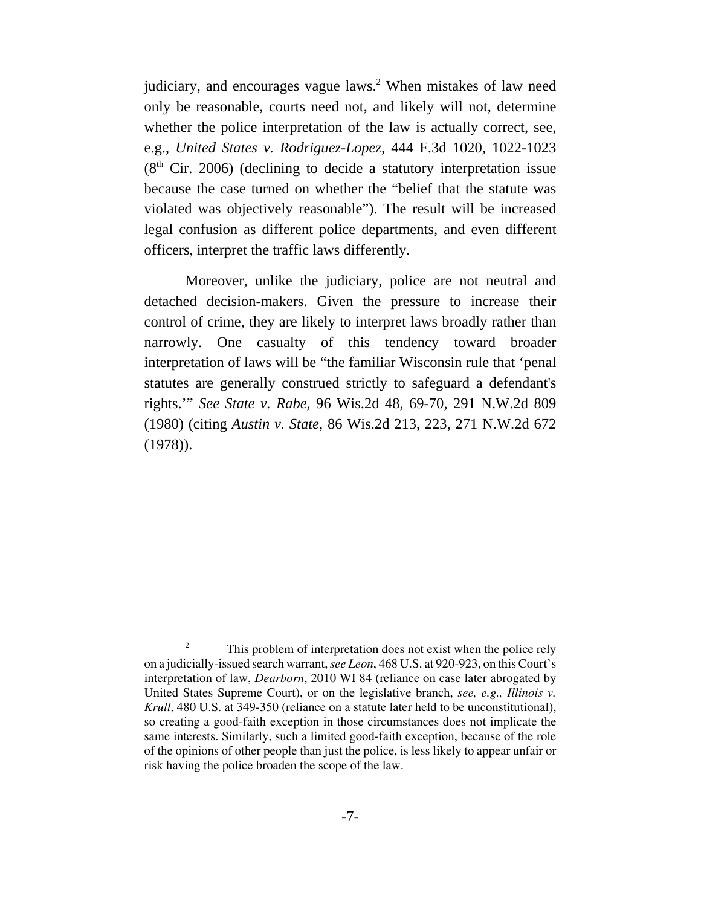judiciary, and encourages vague laws.[2] When mistakes of law need only be reasonable, courts need not, and likely will not, determine whether the police interpretation of the law is actually correct, see, e.g., *United States v. Rodriguez-Lopez*, 444 F.3d 1020, 1022-1023 (8th Cir. 2006) (declining to decide a statutory interpretation issue because the case turned on whether the "belief that the statute was violated was objectively reasonable"). The result will be increased legal confusion as different police departments, and even different officers, interpret the traffic laws differently.

Moreover, unlike the judiciary, police are not neutral and detached decision-makers. Given the pressure to increase their control of crime, they are likely to interpret laws broadly rather than narrowly. One casualty of this tendency toward broader interpretation of laws will be "the familiar Wisconsin rule that 'penal statutes are generally construed strictly to safeguard a defendant's rights.'" *See State v. Rabe*, 96 Wis.2d 48, 69-70, 291 N.W.2d 809 (1980) (citing *Austin v. State*, 86 Wis.2d 213, 223, 271 N.W.2d 672 (1978)).

---

[2] This problem of interpretation does not exist when the police rely on a judicially-issued search warrant, *see Leon*, 468 U.S. at 920-923, on this Court's interpretation of law, *Dearborn*, 2010 WI 84 (reliance on case later abrogated by United States Supreme Court), or on the legislative branch, *see, e.g., Illinois v. Krull*, 480 U.S. at 349-350 (reliance on a statute later held to be unconstitutional), so creating a good-faith exception in those circumstances does not implicate the same interests. Similarly, such a limited good-faith exception, because of the role of the opinions of other people than just the police, is less likely to appear unfair or risk having the police broaden the scope of the law.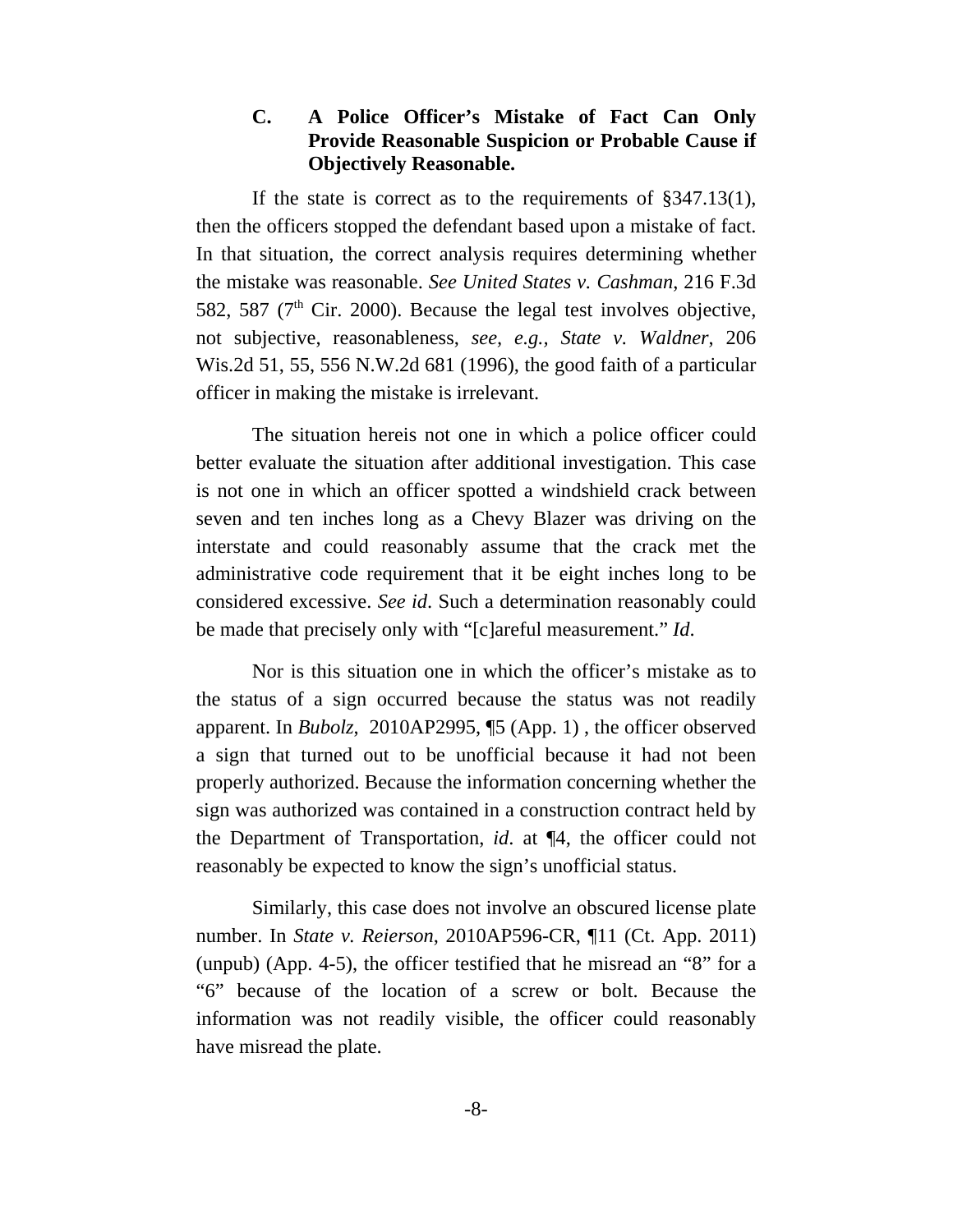### C. A Police Officer's Mistake of Fact Can Only Provide Reasonable Suspicion or Probable Cause if Objectively Reasonable.

If the state is correct as to the requirements of §347.13(1), then the officers stopped the defendant based upon a mistake of fact. In that situation, the correct analysis requires determining whether the mistake was reasonable. *See United States v. Cashman*, 216 F.3d 582, 587 (7th Cir. 2000). Because the legal test involves objective, not subjective, reasonableness, *see, e.g., State v. Waldner*, 206 Wis.2d 51, 55, 556 N.W.2d 681 (1996), the good faith of a particular officer in making the mistake is irrelevant.

The situation hereis not one in which a police officer could better evaluate the situation after additional investigation. This case is not one in which an officer spotted a windshield crack between seven and ten inches long as a Chevy Blazer was driving on the interstate and could reasonably assume that the crack met the administrative code requirement that it be eight inches long to be considered excessive. *See id*. Such a determination reasonably could be made that precisely only with "[c]areful measurement." *Id*.

Nor is this situation one in which the officer's mistake as to the status of a sign occurred because the status was not readily apparent. In *Bubolz*, 2010AP2995, ¶5 (App. 1) , the officer observed a sign that turned out to be unofficial because it had not been properly authorized. Because the information concerning whether the sign was authorized was contained in a construction contract held by the Department of Transportation, *id*. at ¶4, the officer could not reasonably be expected to know the sign's unofficial status.

Similarly, this case does not involve an obscured license plate number. In *State v. Reierson*, 2010AP596-CR, ¶11 (Ct. App. 2011) (unpub) (App. 4-5), the officer testified that he misread an "8" for a "6" because of the location of a screw or bolt. Because the information was not readily visible, the officer could reasonably have misread the plate.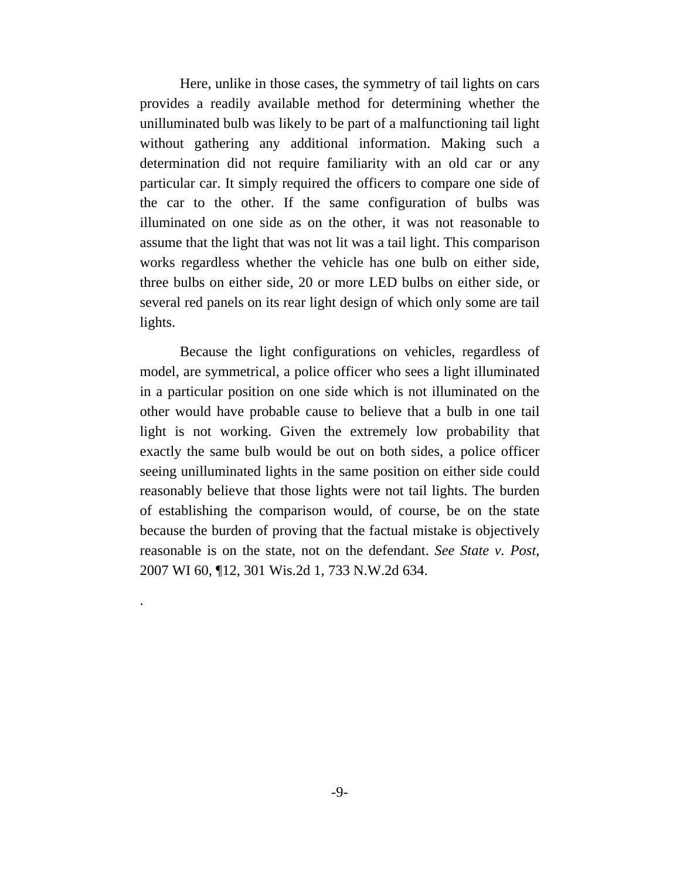Here, unlike in those cases, the symmetry of tail lights on cars provides a readily available method for determining whether the unilluminated bulb was likely to be part of a malfunctioning tail light without gathering any additional information. Making such a determination did not require familiarity with an old car or any particular car. It simply required the officers to compare one side of the car to the other. If the same configuration of bulbs was illuminated on one side as on the other, it was not reasonable to assume that the light that was not lit was a tail light. This comparison works regardless whether the vehicle has one bulb on either side, three bulbs on either side, 20 or more LED bulbs on either side, or several red panels on its rear light design of which only some are tail lights.

Because the light configurations on vehicles, regardless of model, are symmetrical, a police officer who sees a light illuminated in a particular position on one side which is not illuminated on the other would have probable cause to believe that a bulb in one tail light is not working. Given the extremely low probability that exactly the same bulb would be out on both sides, a police officer seeing unilluminated lights in the same position on either side could reasonably believe that those lights were not tail lights. The burden of establishing the comparison would, of course, be on the state because the burden of proving that the factual mistake is objectively reasonable is on the state, not on the defendant. *See State v. Post*, 2007 WI 60, ¶12, 301 Wis.2d 1, 733 N.W.2d 634.

.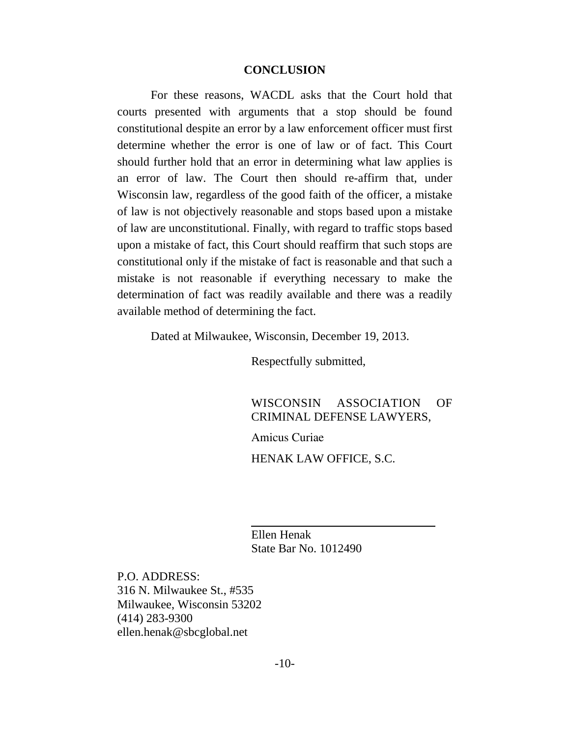## CONCLUSION

For these reasons, WACDL asks that the Court hold that courts presented with arguments that a stop should be found constitutional despite an error by a law enforcement officer must first determine whether the error is one of law or of fact. This Court should further hold that an error in determining what law applies is an error of law. The Court then should re-affirm that, under Wisconsin law, regardless of the good faith of the officer, a mistake of law is not objectively reasonable and stops based upon a mistake of law are unconstitutional. Finally, with regard to traffic stops based upon a mistake of fact, this Court should reaffirm that such stops are constitutional only if the mistake of fact is reasonable and that such a mistake is not reasonable if everything necessary to make the determination of fact was readily available and there was a readily available method of determining the fact.

Dated at Milwaukee, Wisconsin, December 19, 2013.

Respectfully submitted,

WISCONSIN ASSOCIATION OF CRIMINAL DEFENSE LAWYERS,

Amicus Curiae

HENAK LAW OFFICE, S.C.

Ellen Henak  
State Bar No. 1012490

P.O. ADDRESS:  
316 N. Milwaukee St., #535  
Milwaukee, Wisconsin 53202  
(414) 283-9300  
ellen.henak@sbcglobal.net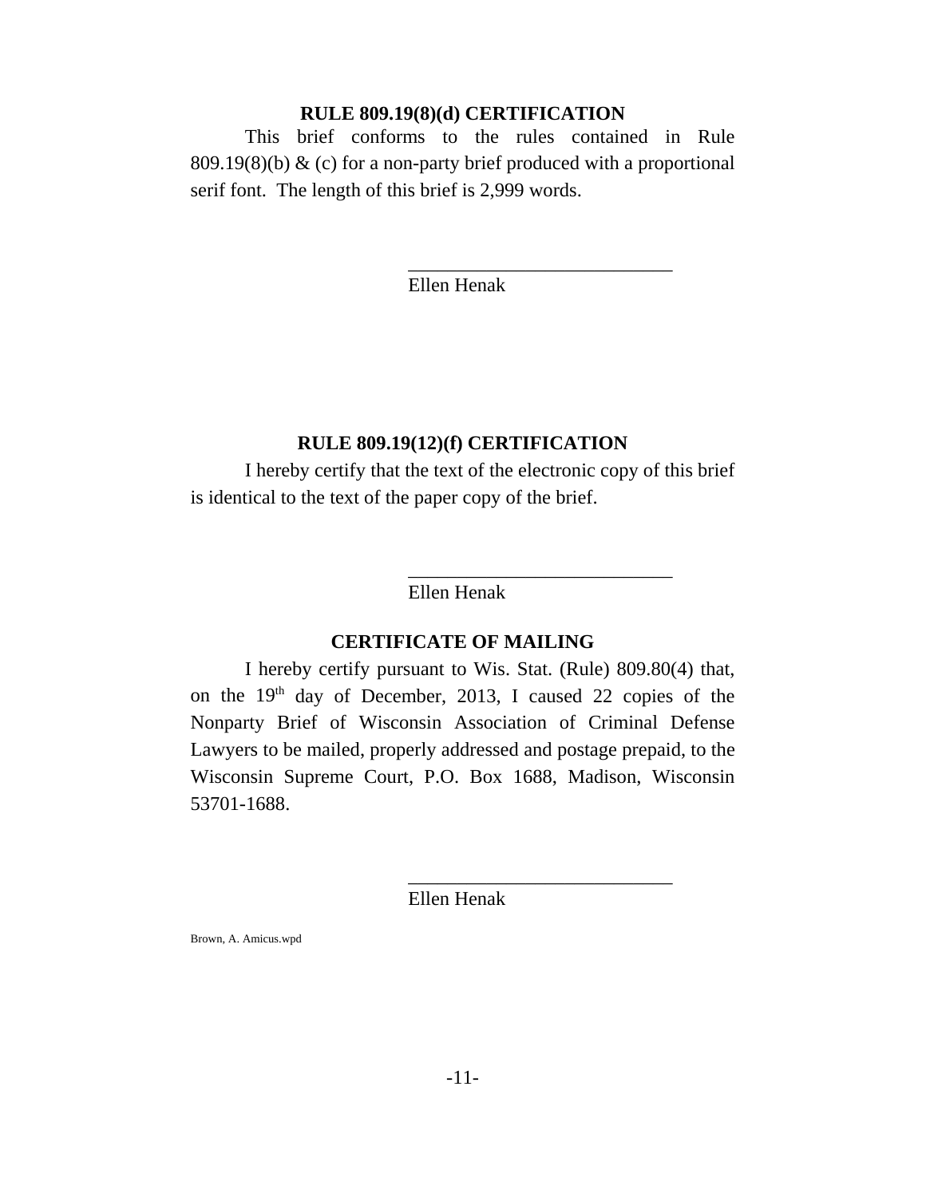## RULE 809.19(8)(d) CERTIFICATION

This brief conforms to the rules contained in Rule 809.19(8)(b) & (c) for a non-party brief produced with a proportional serif font. The length of this brief is 2,999 words.

\_\_\_\_\_\_\_\_\_\_\_\_\_\_\_\_\_\_\_\_\_\_\_\_\_\_\_\_
Ellen Henak

## RULE 809.19(12)(f) CERTIFICATION

I hereby certify that the text of the electronic copy of this brief is identical to the text of the paper copy of the brief.

\_\_\_\_\_\_\_\_\_\_\_\_\_\_\_\_\_\_\_\_\_\_\_\_\_\_\_\_
Ellen Henak

## CERTIFICATE OF MAILING

I hereby certify pursuant to Wis. Stat. (Rule) 809.80(4) that, on the 19th day of December, 2013, I caused 22 copies of the Nonparty Brief of Wisconsin Association of Criminal Defense Lawyers to be mailed, properly addressed and postage prepaid, to the Wisconsin Supreme Court, P.O. Box 1688, Madison, Wisconsin 53701-1688.

\_\_\_\_\_\_\_\_\_\_\_\_\_\_\_\_\_\_\_\_\_\_\_\_\_\_\_\_
Ellen Henak

Brown, A. Amicus.wpd